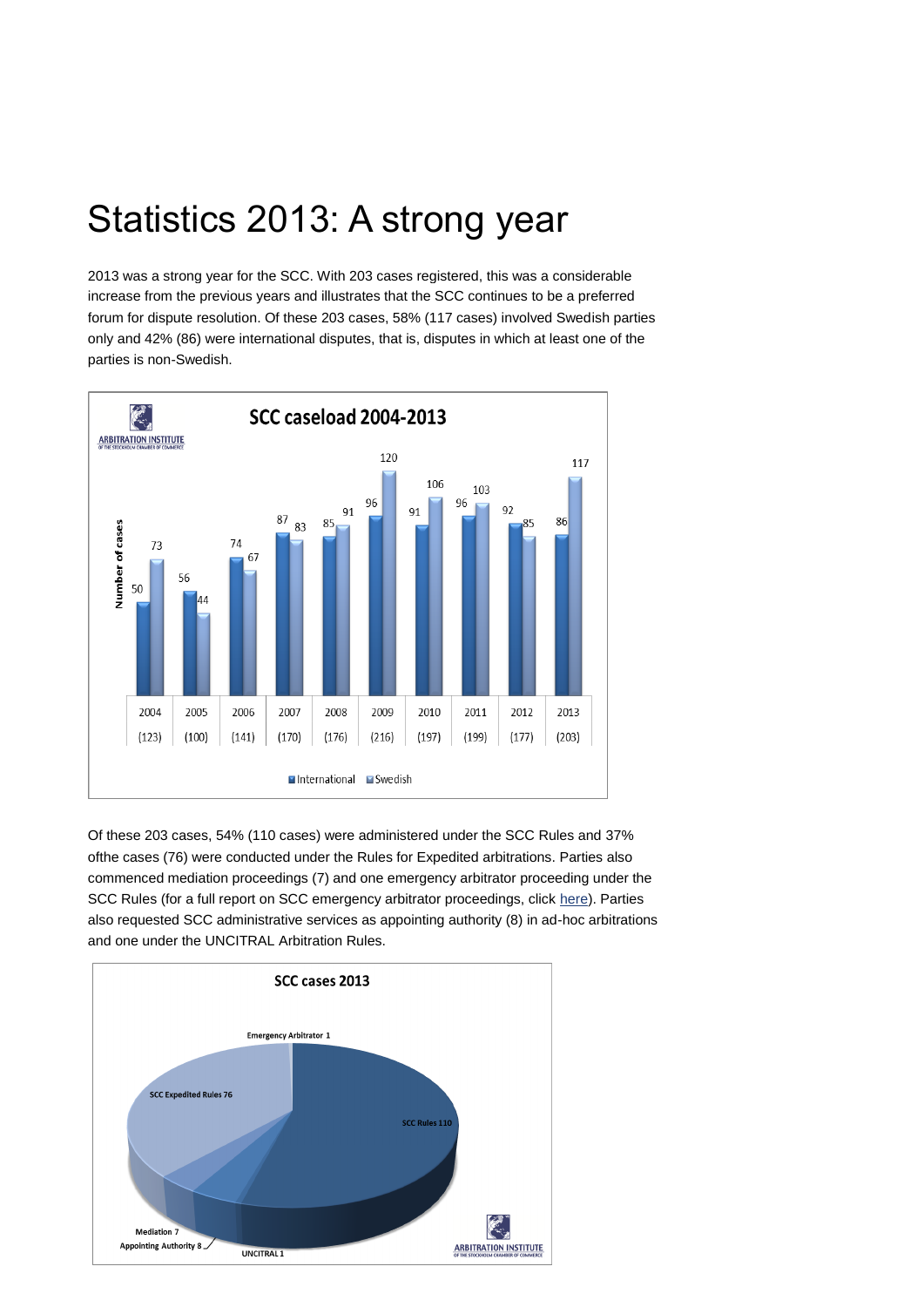# Statistics 2013: A strong year

2013 was a strong year for the SCC. With 203 cases registered, this was a considerable increase from the previous years and illustrates that the SCC continues to be a preferred forum for dispute resolution. Of these 203 cases, 58% (117 cases) involved Swedish parties only and 42% (86) were international disputes, that is, disputes in which at least one of the parties is non-Swedish.

**SCC caseload 2004-2013**

| Year | International | Swedish | Total |
|---|---|---|---|
| 2004 | 50 | 73 | (123) |
| 2005 | 56 | 44 | (100) |
| 2006 | 74 | 67 | (141) |
| 2007 | 87 | 83 | (170) |
| 2008 | 85 | 91 | (176) |
| 2009 | 96 | 120 | (216) |
| 2010 | 91 | 106 | (197) |
| 2011 | 96 | 103 | (199) |
| 2012 | 92 | 85 | (177) |
| 2013 | 86 | 117 | (203) |

Of these 203 cases, 54% (110 cases) were administered under the SCC Rules and 37% ofthe cases (76) were conducted under the Rules for Expedited arbitrations. Parties also commenced mediation proceedings (7) and one emergency arbitrator proceeding under the SCC Rules (for a full report on SCC emergency arbitrator proceedings, click here). Parties also requested SCC administrative services as appointing authority (8) in ad-hoc arbitrations and one under the UNCITRAL Arbitration Rules.

**SCC cases 2013**

| Type | Cases |
|---|---|
| SCC Rules | 110 |
| SCC Expedited Rules | 76 |
| Appointing Authority | 8 |
| Mediation | 7 |
| Emergency Arbitrator | 1 |
| UNCITRAL | 1 |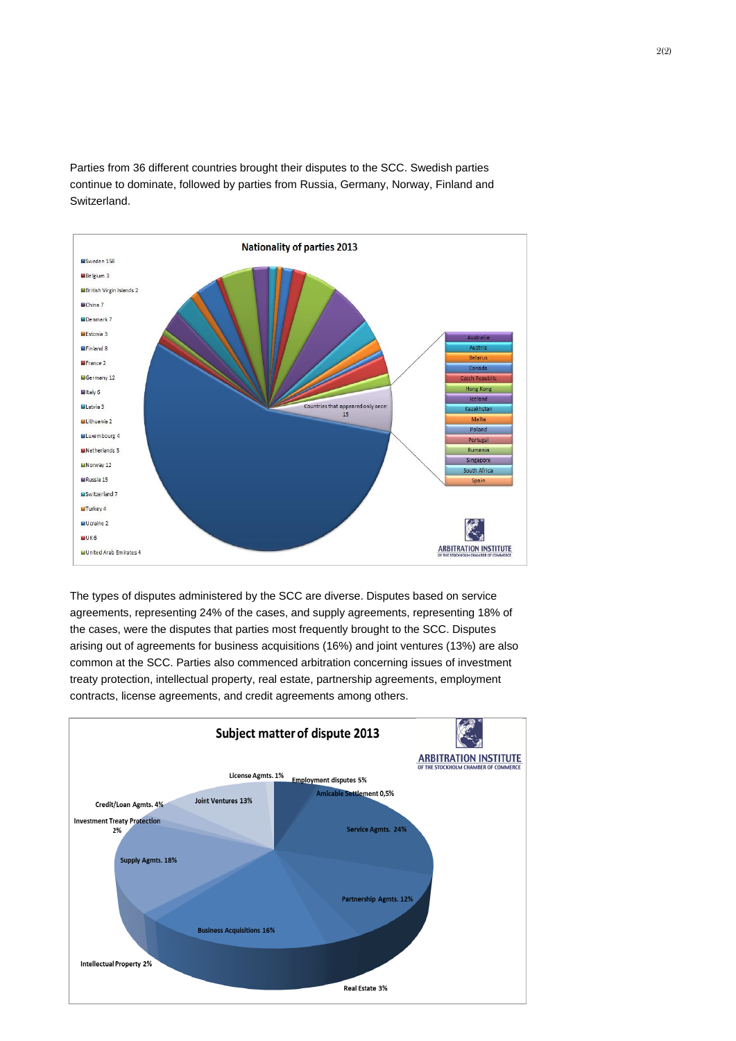Parties from 36 different countries brought their disputes to the SCC. Swedish parties continue to dominate, followed by parties from Russia, Germany, Norway, Finland and Switzerland.

**Nationality of parties 2013**

Sweden 158
Belgium 3
British Virgin Islands 2
China 7
Denmark 7
Estonia 3
Finland 8
France 2
Germany 12
Italy 6
Latvia 3
Lithuania 2
Luxembourg 4
Netherlands 5
Norway 12
Russia 15
Switzerland 7
Turkey 4
Ukraine 2
UK 6
United Arab Emirates 4

Countries that appeared only once: 15

Australia
Austria
Belarus
Canada
Czech Republic
Hong Kong
Iceland
Kazakhstan
Malta
Poland
Portugal
Rumania
Singapore
South Africa
Spain

ARBITRATION INSTITUTE OF THE STOCKHOLM CHAMBER OF COMMERCE

The types of disputes administered by the SCC are diverse. Disputes based on service agreements, representing 24% of the cases, and supply agreements, representing 18% of the cases, were the disputes that parties most frequently brought to the SCC. Disputes arising out of agreements for business acquisitions (16%) and joint ventures (13%) are also common at the SCC. Parties also commenced arbitration concerning issues of investment treaty protection, intellectual property, real estate, partnership agreements, employment contracts, license agreements, and credit agreements among others.

**Subject matter of dispute 2013**

ARBITRATION INSTITUTE OF THE STOCKHOLM CHAMBER OF COMMERCE

License Agmts. 1%
Employment disputes 5%
Amicable Settlement 0,5%
Service Agmts. 24%
Partnership Agmts. 12%
Real Estate 3%
Business Acquisitions 16%
Intellectual Property 2%
Supply Agmts. 18%
Investment Treaty Protection 2%
Credit/Loan Agmts. 4%
Joint Ventures 13%